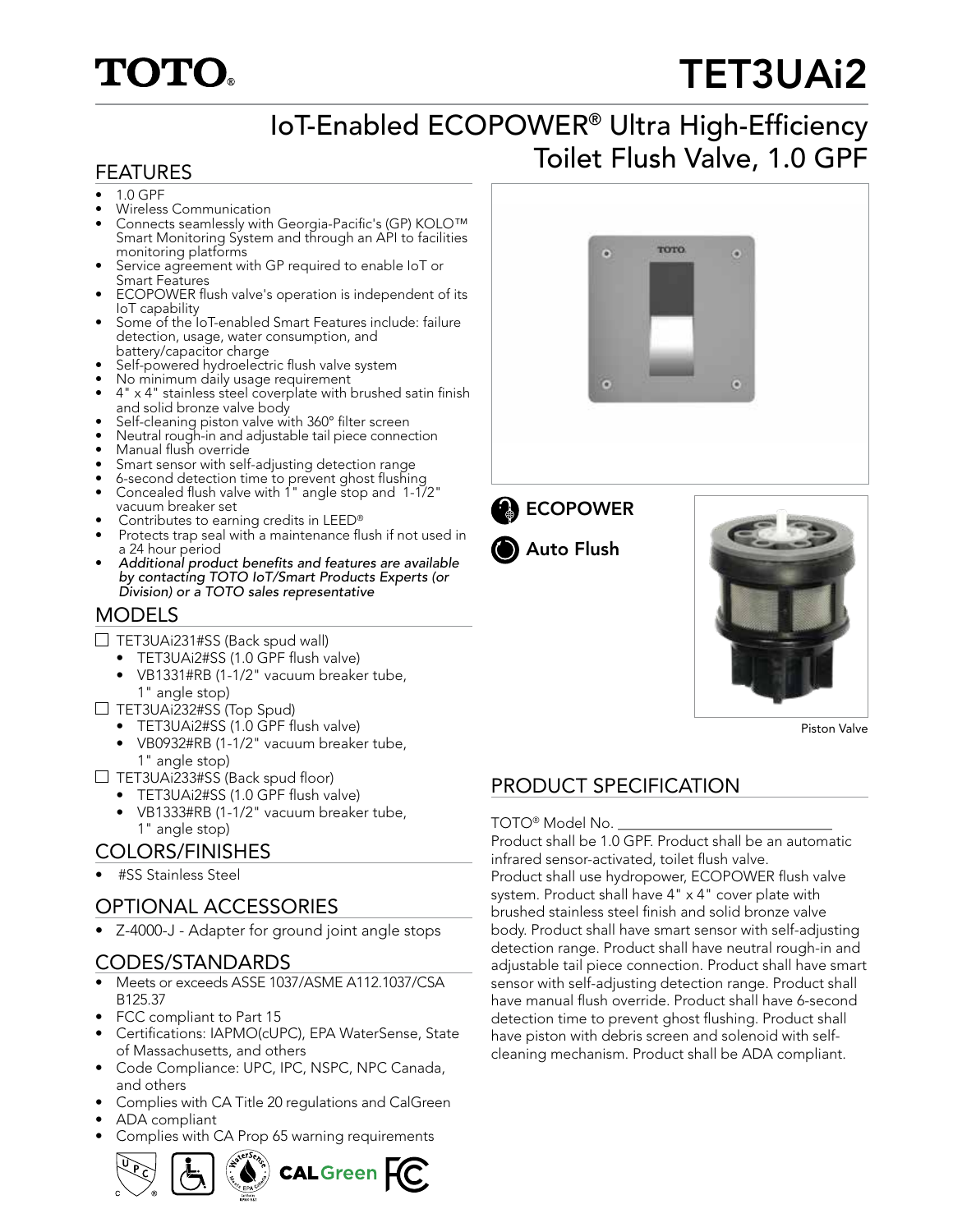# TOTO® TET3UAi2

## IoT-Enabled ECOPOWER® Ultra High-Efficiency Toilet Flush Valve, 1.0 GPF

### FEATURES

- 1.0 GPF
- Wireless Communication
- Connects seamlessly with Georgia-Pacific's (GP) KOLO™ Smart Monitoring System and through an API to facilities monitoring platforms
- Service agreement with GP required to enable IoT or Smart Features
- ECOPOWER flush valve's operation is independent of its IoT capability
- Some of the IoT-enabled Smart Features include: failure detection, usage, water consumption, and battery/capacitor charge
- Self-powered hydroelectric flush valve system
- No minimum daily usage requirement
- 4" x 4" stainless steel coverplate with brushed satin finish and solid bronze valve body
- Self-cleaning piston valve with 360° filter screen
- Neutral rough-in and adjustable tail piece connection
- Manual flush override
- Smart sensor with self-adjusting detection range
- 6-second detection time to prevent ghost flushing
- Concealed flush valve with 1" angle stop and 1-1/2" vacuum breaker set
- Contributes to earning credits in LEED®
- Protects trap seal with a maintenance flush if not used in a 24 hour period
- *Additional product benefits and features are available by contacting TOTO IoT/Smart Products Experts (or Division) or a TOTO sales representative*

### MODELS

- ☐ TET3UAi231#SS (Back spud wall)
  - TET3UAi2#SS (1.0 GPF flush valve)
  - VB1331#RB (1-1/2" vacuum breaker tube, 1" angle stop)
- ☐ TET3UAi232#SS (Top Spud)
  - TET3UAi2#SS (1.0 GPF flush valve)
  - VB0932#RB (1-1/2" vacuum breaker tube, 1" angle stop)
- ☐ TET3UAi233#SS (Back spud floor)
  - TET3UAi2#SS (1.0 GPF flush valve)
  - VB1333#RB (1-1/2" vacuum breaker tube, 1" angle stop)

### COLORS/FINISHES

- #SS Stainless Steel

### OPTIONAL ACCESSORIES

- Z-4000-J - Adapter for ground joint angle stops

### CODES/STANDARDS

- Meets or exceeds ASSE 1037/ASME A112.1037/CSA B125.37
- FCC compliant to Part 15
- Certifications: IAPMO(cUPC), EPA WaterSense, State of Massachusetts, and others
- Code Compliance: UPC, IPC, NSPC, NPC Canada, and others
- Complies with CA Title 20 regulations and CalGreen
- ADA compliant
- Complies with CA Prop 65 warning requirements

**ECOPOWER**

**Auto Flush**

Piston Valve

### PRODUCT SPECIFICATION

TOTO® Model No. ____________________________

Product shall be 1.0 GPF. Product shall be an automatic infrared sensor-activated, toilet flush valve. Product shall use hydropower, ECOPOWER flush valve system. Product shall have 4" x 4" cover plate with brushed stainless steel finish and solid bronze valve body. Product shall have smart sensor with self-adjusting detection range. Product shall have neutral rough-in and adjustable tail piece connection. Product shall have smart sensor with self-adjusting detection range. Product shall have manual flush override. Product shall have 6-second detection time to prevent ghost flushing. Product shall have piston with debris screen and solenoid with self-cleaning mechanism. Product shall be ADA compliant.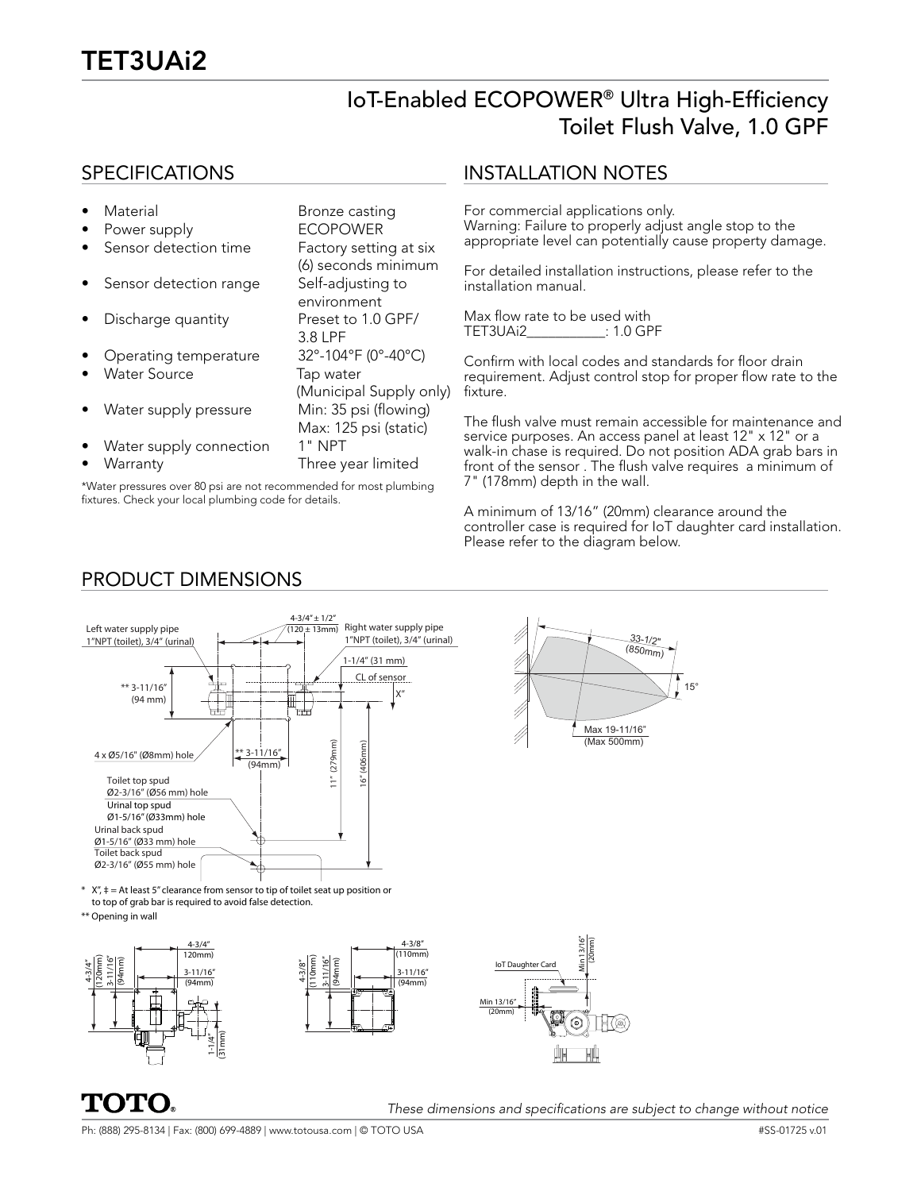# TET3UAi2

## IoT-Enabled ECOPOWER® Ultra High-Efficiency Toilet Flush Valve, 1.0 GPF

## SPECIFICATIONS

- Material — Bronze casting
- Power supply — ECOPOWER
- Sensor detection time — Factory setting at six (6) seconds minimum
- Sensor detection range — Self-adjusting to environment
- Discharge quantity — Preset to 1.0 GPF/ 3.8 LPF
- Operating temperature — 32°-104°F (0°-40°C)
- Water Source — Tap water (Municipal Supply only)
- Water supply pressure — Min: 35 psi (flowing) Max: 125 psi (static)
- Water supply connection — 1" NPT
- Warranty — Three year limited

*Water pressures over 80 psi are not recommended for most plumbing fixtures. Check your local plumbing code for details.

## INSTALLATION NOTES

For commercial applications only.
Warning: Failure to properly adjust angle stop to the appropriate level can potentially cause property damage.

For detailed installation instructions, please refer to the installation manual.

Max flow rate to be used with TET3UAi2___________: 1.0 GPF

Confirm with local codes and standards for floor drain requirement. Adjust control stop for proper flow rate to the fixture.

The flush valve must remain accessible for maintenance and service purposes. An access panel at least 12" x 12" or a walk-in chase is required. Do not position ADA grab bars in front of the sensor . The flush valve requires a minimum of 7" (178mm) depth in the wall.

A minimum of 13/16" (20mm) clearance around the controller case is required for IoT daughter card installation. Please refer to the diagram below.

## PRODUCT DIMENSIONS

Left water supply pipe 1"NPT (toilet), 3/4" (urinal)

4-3/4" ± 1/2" (120 ± 13mm)

Right water supply pipe 1"NPT (toilet), 3/4" (urinal)

1-1/4" (31 mm)

CL of sensor

X"

** 3-11/16" (94 mm)

4 x Ø5/16" (Ø8mm) hole

** 3-11/16" (94mm)

11" (279mm)

16" (406mm)

Toilet top spud Ø2-3/16" (Ø56 mm) hole

Urinal top spud Ø1-5/16" (Ø33mm) hole

Urinal back spud Ø1-5/16" (Ø33 mm) hole

Toilet back spud Ø2-3/16" (Ø55 mm) hole

33-1/2" (850mm)

15°

Max 19-11/16" (Max 500mm)

* X", ‡ = At least 5" clearance from sensor to tip of toilet seat up position or to top of grab bar is required to avoid false detection.

** Opening in wall

4-3/4" 120mm)

4-3/4" (120mm)

3-11/16" (94mm)

3-11/16" (94mm)

1-1/4" (31mm)

4-3/8" (110mm)

4-3/8" (110mm)

3-11/16" (94mm)

3-11/16" (94mm)

IoT Daughter Card

Min 13/16" (20mm)

Min 13/16" (20mm)

TOTO®

*These dimensions and specifications are subject to change without notice*

Ph: (888) 295-8134 | Fax: (800) 699-4889 | www.totousa.com | © TOTO USA

#SS-01725 v.01